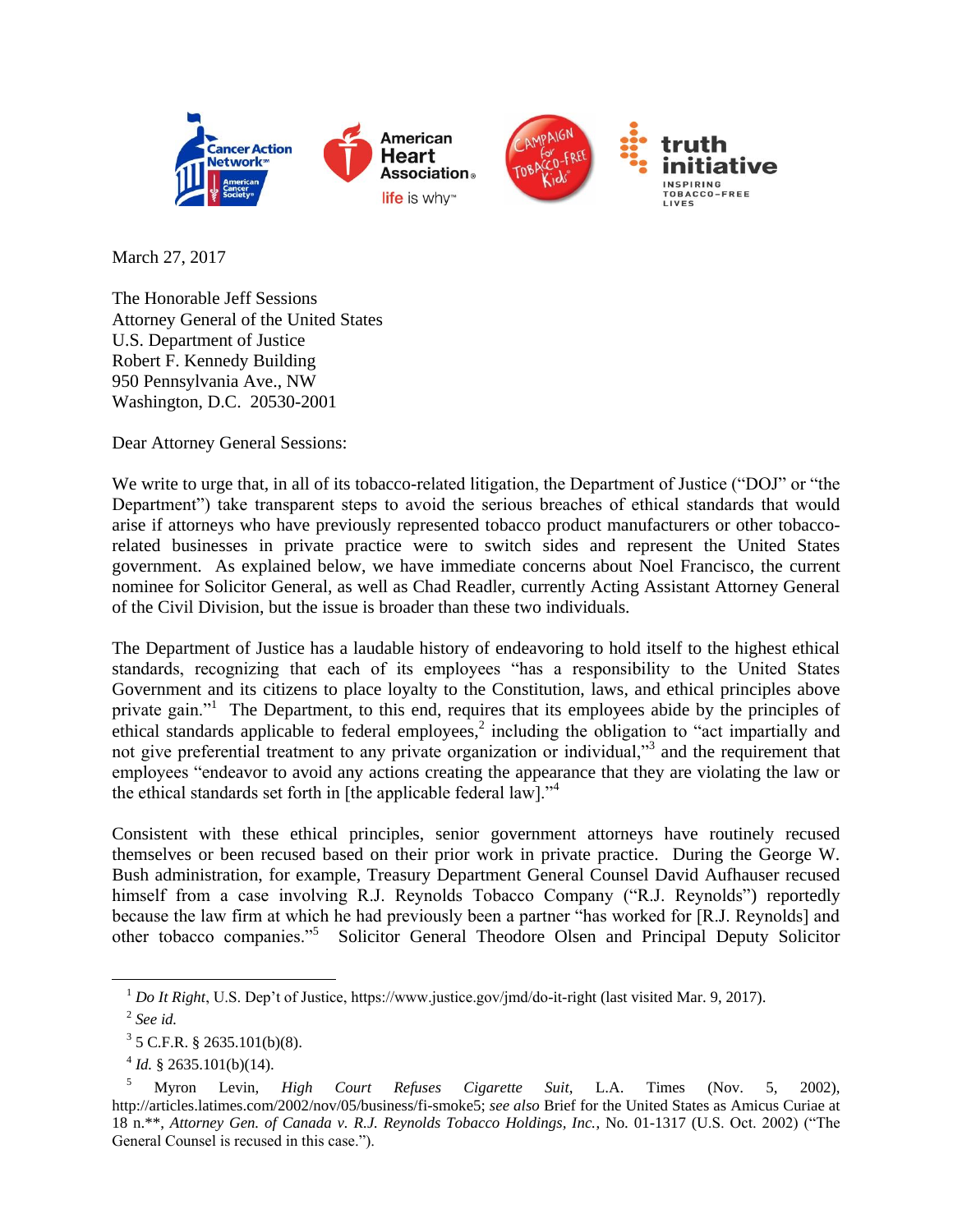Cancer Action Network American Cancer Society | American Heart Association life is why | Campaign for Tobacco-Free Kids | truth initiative INSPIRING TOBACCO-FREE LIVES

March 27, 2017

The Honorable Jeff Sessions
Attorney General of the United States
U.S. Department of Justice
Robert F. Kennedy Building
950 Pennsylvania Ave., NW
Washington, D.C. 20530-2001

Dear Attorney General Sessions:

We write to urge that, in all of its tobacco-related litigation, the Department of Justice ("DOJ" or "the Department") take transparent steps to avoid the serious breaches of ethical standards that would arise if attorneys who have previously represented tobacco product manufacturers or other tobacco-related businesses in private practice were to switch sides and represent the United States government. As explained below, we have immediate concerns about Noel Francisco, the current nominee for Solicitor General, as well as Chad Readler, currently Acting Assistant Attorney General of the Civil Division, but the issue is broader than these two individuals.

The Department of Justice has a laudable history of endeavoring to hold itself to the highest ethical standards, recognizing that each of its employees "has a responsibility to the United States Government and its citizens to place loyalty to the Constitution, laws, and ethical principles above private gain."[1] The Department, to this end, requires that its employees abide by the principles of ethical standards applicable to federal employees,[2] including the obligation to "act impartially and not give preferential treatment to any private organization or individual,"[3] and the requirement that employees "endeavor to avoid any actions creating the appearance that they are violating the law or the ethical standards set forth in [the applicable federal law]."[4]

Consistent with these ethical principles, senior government attorneys have routinely recused themselves or been recused based on their prior work in private practice. During the George W. Bush administration, for example, Treasury Department General Counsel David Aufhauser recused himself from a case involving R.J. Reynolds Tobacco Company ("R.J. Reynolds") reportedly because the law firm at which he had previously been a partner "has worked for [R.J. Reynolds] and other tobacco companies."[5] Solicitor General Theodore Olsen and Principal Deputy Solicitor

---

[1] *Do It Right*, U.S. Dep't of Justice, https://www.justice.gov/jmd/do-it-right (last visited Mar. 9, 2017).

[2] *See id.*

[3] 5 C.F.R. § 2635.101(b)(8).

[4] *Id.* § 2635.101(b)(14).

[5] Myron Levin, *High Court Refuses Cigarette Suit*, L.A. Times (Nov. 5, 2002), http://articles.latimes.com/2002/nov/05/business/fi-smoke5; *see also* Brief for the United States as Amicus Curiae at 18 n.\*\*, *Attorney Gen. of Canada v. R.J. Reynolds Tobacco Holdings, Inc.*, No. 01-1317 (U.S. Oct. 2002) ("The General Counsel is recused in this case.").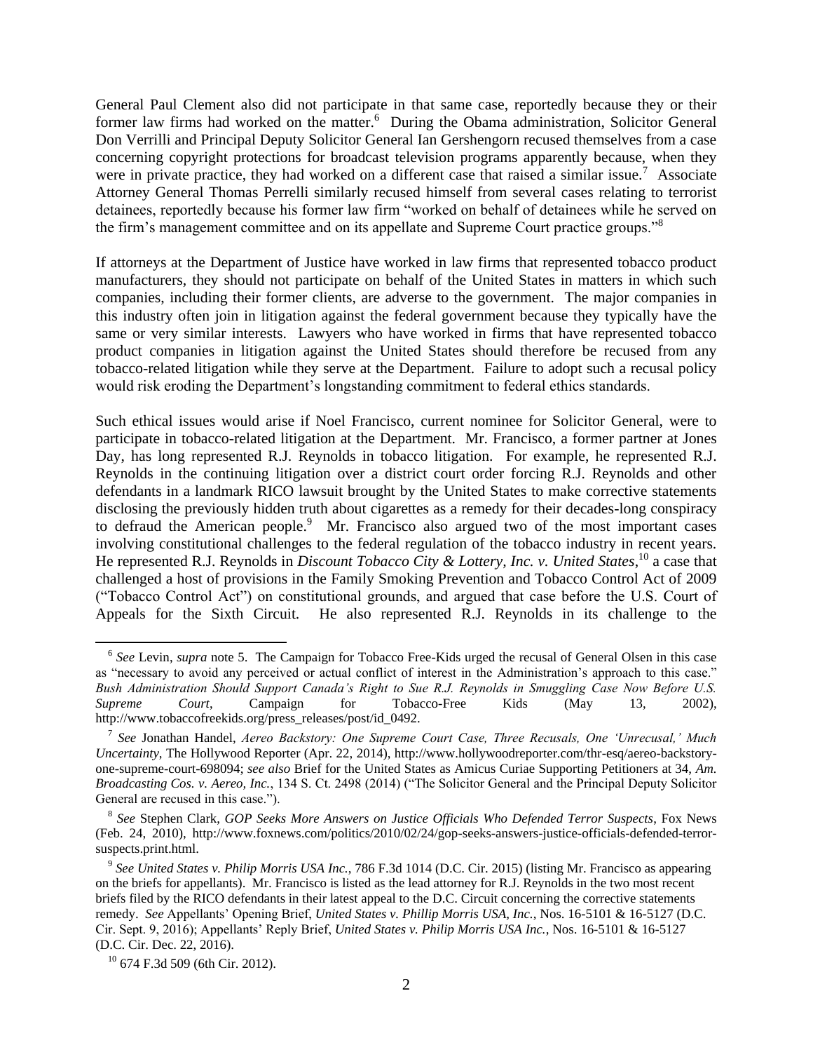General Paul Clement also did not participate in that same case, reportedly because they or their former law firms had worked on the matter.[6] During the Obama administration, Solicitor General Don Verrilli and Principal Deputy Solicitor General Ian Gershengorn recused themselves from a case concerning copyright protections for broadcast television programs apparently because, when they were in private practice, they had worked on a different case that raised a similar issue.[7] Associate Attorney General Thomas Perrelli similarly recused himself from several cases relating to terrorist detainees, reportedly because his former law firm "worked on behalf of detainees while he served on the firm's management committee and on its appellate and Supreme Court practice groups."[8]

If attorneys at the Department of Justice have worked in law firms that represented tobacco product manufacturers, they should not participate on behalf of the United States in matters in which such companies, including their former clients, are adverse to the government. The major companies in this industry often join in litigation against the federal government because they typically have the same or very similar interests. Lawyers who have worked in firms that have represented tobacco product companies in litigation against the United States should therefore be recused from any tobacco-related litigation while they serve at the Department. Failure to adopt such a recusal policy would risk eroding the Department's longstanding commitment to federal ethics standards.

Such ethical issues would arise if Noel Francisco, current nominee for Solicitor General, were to participate in tobacco-related litigation at the Department. Mr. Francisco, a former partner at Jones Day, has long represented R.J. Reynolds in tobacco litigation. For example, he represented R.J. Reynolds in the continuing litigation over a district court order forcing R.J. Reynolds and other defendants in a landmark RICO lawsuit brought by the United States to make corrective statements disclosing the previously hidden truth about cigarettes as a remedy for their decades-long conspiracy to defraud the American people.[9] Mr. Francisco also argued two of the most important cases involving constitutional challenges to the federal regulation of the tobacco industry in recent years. He represented R.J. Reynolds in *Discount Tobacco City & Lottery, Inc. v. United States*,[10] a case that challenged a host of provisions in the Family Smoking Prevention and Tobacco Control Act of 2009 ("Tobacco Control Act") on constitutional grounds, and argued that case before the U.S. Court of Appeals for the Sixth Circuit. He also represented R.J. Reynolds in its challenge to the

---

[6] *See* Levin, *supra* note 5. The Campaign for Tobacco Free-Kids urged the recusal of General Olsen in this case as "necessary to avoid any perceived or actual conflict of interest in the Administration's approach to this case." *Bush Administration Should Support Canada's Right to Sue R.J. Reynolds in Smuggling Case Now Before U.S. Supreme Court*, Campaign for Tobacco-Free Kids (May 13, 2002), http://www.tobaccofreekids.org/press_releases/post/id_0492.

[7] *See* Jonathan Handel, *Aereo Backstory: One Supreme Court Case, Three Recusals, One 'Unrecusal,' Much Uncertainty*, The Hollywood Reporter (Apr. 22, 2014), http://www.hollywoodreporter.com/thr-esq/aereo-backstory-one-supreme-court-698094; *see also* Brief for the United States as Amicus Curiae Supporting Petitioners at 34, *Am. Broadcasting Cos. v. Aereo, Inc.*, 134 S. Ct. 2498 (2014) ("The Solicitor General and the Principal Deputy Solicitor General are recused in this case.").

[8] *See* Stephen Clark, *GOP Seeks More Answers on Justice Officials Who Defended Terror Suspects*, Fox News (Feb. 24, 2010), http://www.foxnews.com/politics/2010/02/24/gop-seeks-answers-justice-officials-defended-terror-suspects.print.html.

[9] *See United States v. Philip Morris USA Inc.*, 786 F.3d 1014 (D.C. Cir. 2015) (listing Mr. Francisco as appearing on the briefs for appellants). Mr. Francisco is listed as the lead attorney for R.J. Reynolds in the two most recent briefs filed by the RICO defendants in their latest appeal to the D.C. Circuit concerning the corrective statements remedy. *See* Appellants' Opening Brief, *United States v. Phillip Morris USA, Inc.,* Nos. 16-5101 & 16-5127 (D.C. Cir. Sept. 9, 2016); Appellants' Reply Brief, *United States v. Philip Morris USA Inc.*, Nos. 16-5101 & 16-5127 (D.C. Cir. Dec. 22, 2016).

[10] 674 F.3d 509 (6th Cir. 2012).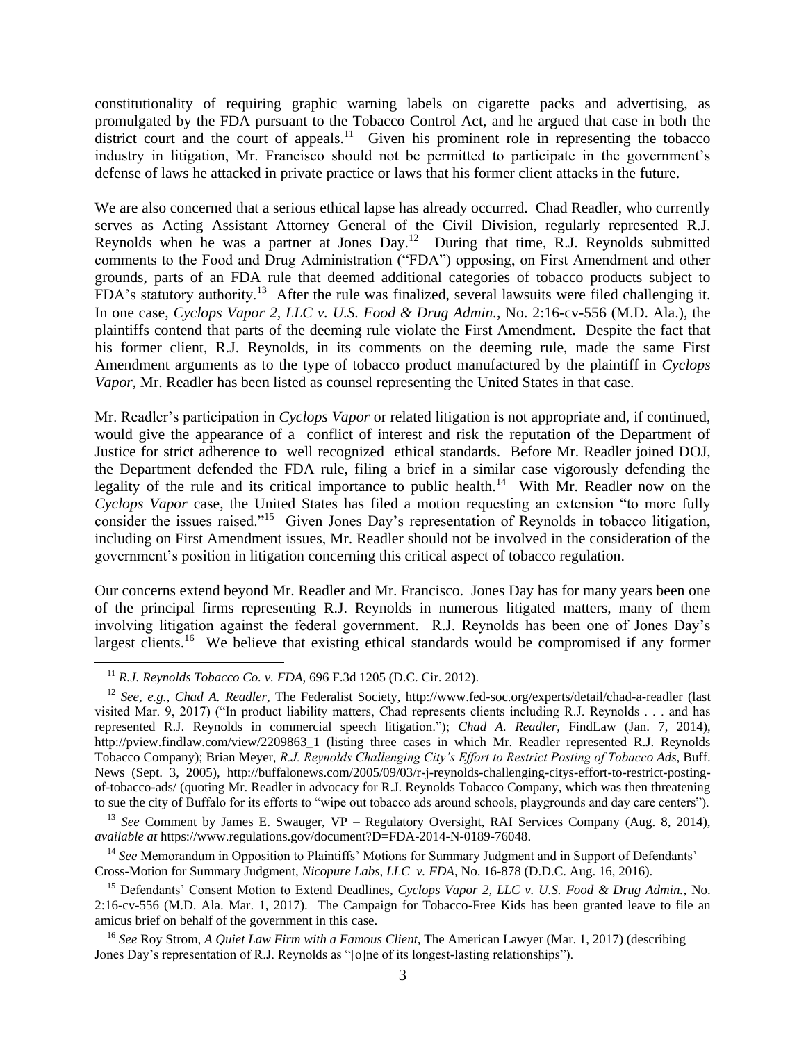constitutionality of requiring graphic warning labels on cigarette packs and advertising, as promulgated by the FDA pursuant to the Tobacco Control Act, and he argued that case in both the district court and the court of appeals.[11] Given his prominent role in representing the tobacco industry in litigation, Mr. Francisco should not be permitted to participate in the government's defense of laws he attacked in private practice or laws that his former client attacks in the future.

We are also concerned that a serious ethical lapse has already occurred. Chad Readler, who currently serves as Acting Assistant Attorney General of the Civil Division, regularly represented R.J. Reynolds when he was a partner at Jones Day.[12] During that time, R.J. Reynolds submitted comments to the Food and Drug Administration ("FDA") opposing, on First Amendment and other grounds, parts of an FDA rule that deemed additional categories of tobacco products subject to FDA's statutory authority.[13] After the rule was finalized, several lawsuits were filed challenging it. In one case, *Cyclops Vapor 2, LLC v. U.S. Food & Drug Admin.*, No. 2:16-cv-556 (M.D. Ala.), the plaintiffs contend that parts of the deeming rule violate the First Amendment. Despite the fact that his former client, R.J. Reynolds, in its comments on the deeming rule, made the same First Amendment arguments as to the type of tobacco product manufactured by the plaintiff in *Cyclops Vapor*, Mr. Readler has been listed as counsel representing the United States in that case.

Mr. Readler's participation in *Cyclops Vapor* or related litigation is not appropriate and, if continued, would give the appearance of a conflict of interest and risk the reputation of the Department of Justice for strict adherence to well recognized ethical standards. Before Mr. Readler joined DOJ, the Department defended the FDA rule, filing a brief in a similar case vigorously defending the legality of the rule and its critical importance to public health.[14] With Mr. Readler now on the *Cyclops Vapor* case, the United States has filed a motion requesting an extension "to more fully consider the issues raised."[15] Given Jones Day's representation of Reynolds in tobacco litigation, including on First Amendment issues, Mr. Readler should not be involved in the consideration of the government's position in litigation concerning this critical aspect of tobacco regulation.

Our concerns extend beyond Mr. Readler and Mr. Francisco. Jones Day has for many years been one of the principal firms representing R.J. Reynolds in numerous litigated matters, many of them involving litigation against the federal government. R.J. Reynolds has been one of Jones Day's largest clients.[16] We believe that existing ethical standards would be compromised if any former

---

[11] *R.J. Reynolds Tobacco Co. v. FDA*, 696 F.3d 1205 (D.C. Cir. 2012).

[12] *See, e.g.*, *Chad A. Readler*, The Federalist Society, http://www.fed-soc.org/experts/detail/chad-a-readler (last visited Mar. 9, 2017) ("In product liability matters, Chad represents clients including R.J. Reynolds . . . and has represented R.J. Reynolds in commercial speech litigation."); *Chad A. Readler*, FindLaw (Jan. 7, 2014), http://pview.findlaw.com/view/2209863_1 (listing three cases in which Mr. Readler represented R.J. Reynolds Tobacco Company); Brian Meyer, *R.J. Reynolds Challenging City's Effort to Restrict Posting of Tobacco Ads*, Buff. News (Sept. 3, 2005), http://buffalonews.com/2005/09/03/r-j-reynolds-challenging-citys-effort-to-restrict-posting-of-tobacco-ads/ (quoting Mr. Readler in advocacy for R.J. Reynolds Tobacco Company, which was then threatening to sue the city of Buffalo for its efforts to "wipe out tobacco ads around schools, playgrounds and day care centers").

[13] *See* Comment by James E. Swauger, VP – Regulatory Oversight, RAI Services Company (Aug. 8, 2014), *available at* https://www.regulations.gov/document?D=FDA-2014-N-0189-76048.

[14] *See* Memorandum in Opposition to Plaintiffs' Motions for Summary Judgment and in Support of Defendants' Cross-Motion for Summary Judgment, *Nicopure Labs, LLC v. FDA*, No. 16-878 (D.D.C. Aug. 16, 2016).

[15] Defendants' Consent Motion to Extend Deadlines, *Cyclops Vapor 2, LLC v. U.S. Food & Drug Admin.*, No. 2:16-cv-556 (M.D. Ala. Mar. 1, 2017). The Campaign for Tobacco-Free Kids has been granted leave to file an amicus brief on behalf of the government in this case.

[16] *See* Roy Strom, *A Quiet Law Firm with a Famous Client*, The American Lawyer (Mar. 1, 2017) (describing Jones Day's representation of R.J. Reynolds as "[o]ne of its longest-lasting relationships").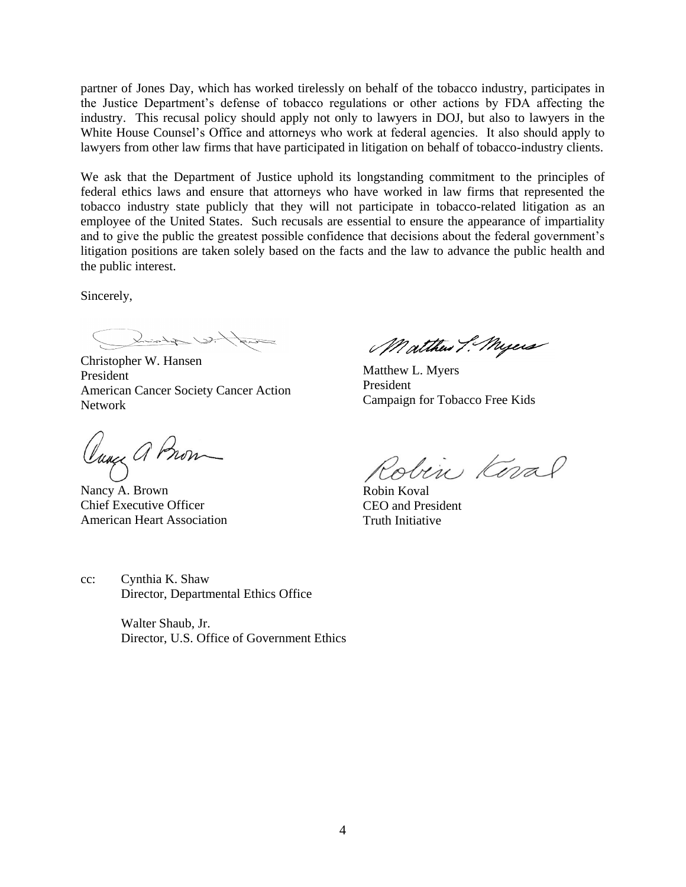partner of Jones Day, which has worked tirelessly on behalf of the tobacco industry, participates in the Justice Department's defense of tobacco regulations or other actions by FDA affecting the industry. This recusal policy should apply not only to lawyers in DOJ, but also to lawyers in the White House Counsel's Office and attorneys who work at federal agencies. It also should apply to lawyers from other law firms that have participated in litigation on behalf of tobacco-industry clients.

We ask that the Department of Justice uphold its longstanding commitment to the principles of federal ethics laws and ensure that attorneys who have worked in law firms that represented the tobacco industry state publicly that they will not participate in tobacco-related litigation as an employee of the United States. Such recusals are essential to ensure the appearance of impartiality and to give the public the greatest possible confidence that decisions about the federal government's litigation positions are taken solely based on the facts and the law to advance the public health and the public interest.

Sincerely,

Christopher W. Hansen
President
American Cancer Society Cancer Action Network

Matthew L. Myers
President
Campaign for Tobacco Free Kids

Nancy A. Brown
Chief Executive Officer
American Heart Association

Robin Koval
CEO and President
Truth Initiative

cc: Cynthia K. Shaw
Director, Departmental Ethics Office

Walter Shaub, Jr.
Director, U.S. Office of Government Ethics